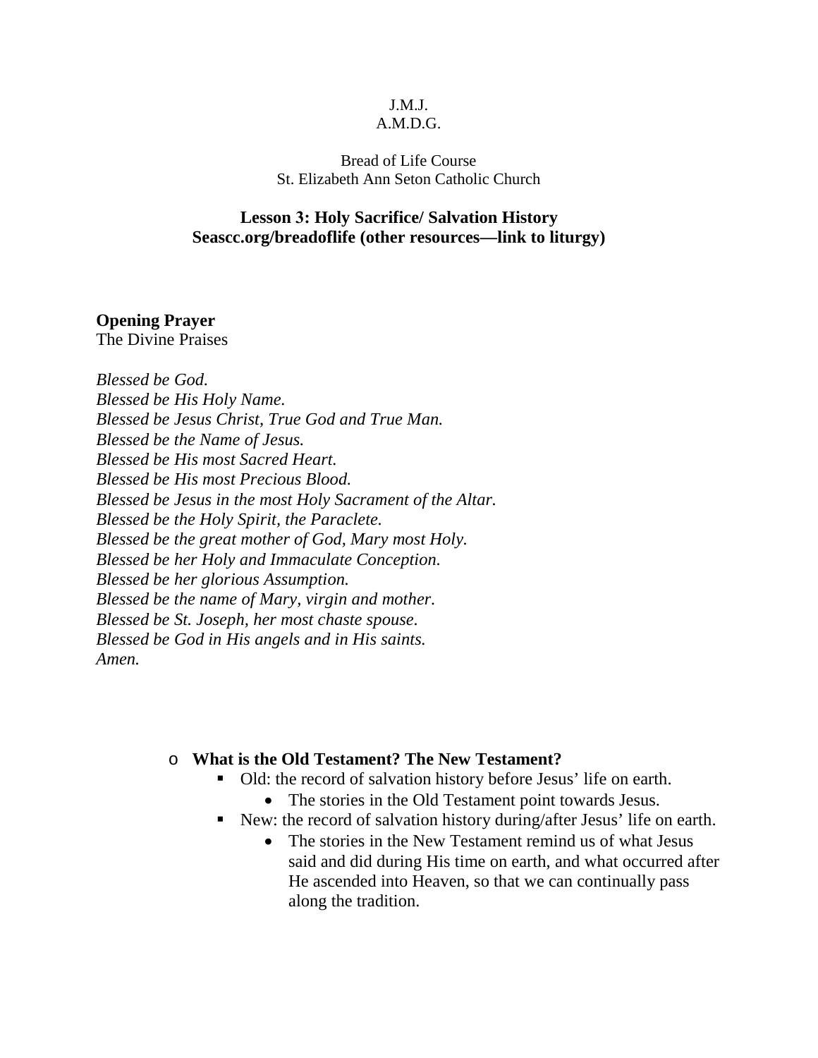J.M.J.
A.M.D.G.

Bread of Life Course
St. Elizabeth Ann Seton Catholic Church

**Lesson 3: Holy Sacrifice/ Salvation History**
**Seascc.org/breadoflife (other resources—link to liturgy)**

**Opening Prayer**
The Divine Praises

*Blessed be God.*
*Blessed be His Holy Name.*
*Blessed be Jesus Christ, True God and True Man.*
*Blessed be the Name of Jesus.*
*Blessed be His most Sacred Heart.*
*Blessed be His most Precious Blood.*
*Blessed be Jesus in the most Holy Sacrament of the Altar.*
*Blessed be the Holy Spirit, the Paraclete.*
*Blessed be the great mother of God, Mary most Holy.*
*Blessed be her Holy and Immaculate Conception.*
*Blessed be her glorious Assumption.*
*Blessed be the name of Mary, virgin and mother.*
*Blessed be St. Joseph, her most chaste spouse.*
*Blessed be God in His angels and in His saints.*
*Amen.*

- **What is the Old Testament? The New Testament?**
  - Old: the record of salvation history before Jesus' life on earth.
    - The stories in the Old Testament point towards Jesus.
  - New: the record of salvation history during/after Jesus' life on earth.
    - The stories in the New Testament remind us of what Jesus said and did during His time on earth, and what occurred after He ascended into Heaven, so that we can continually pass along the tradition.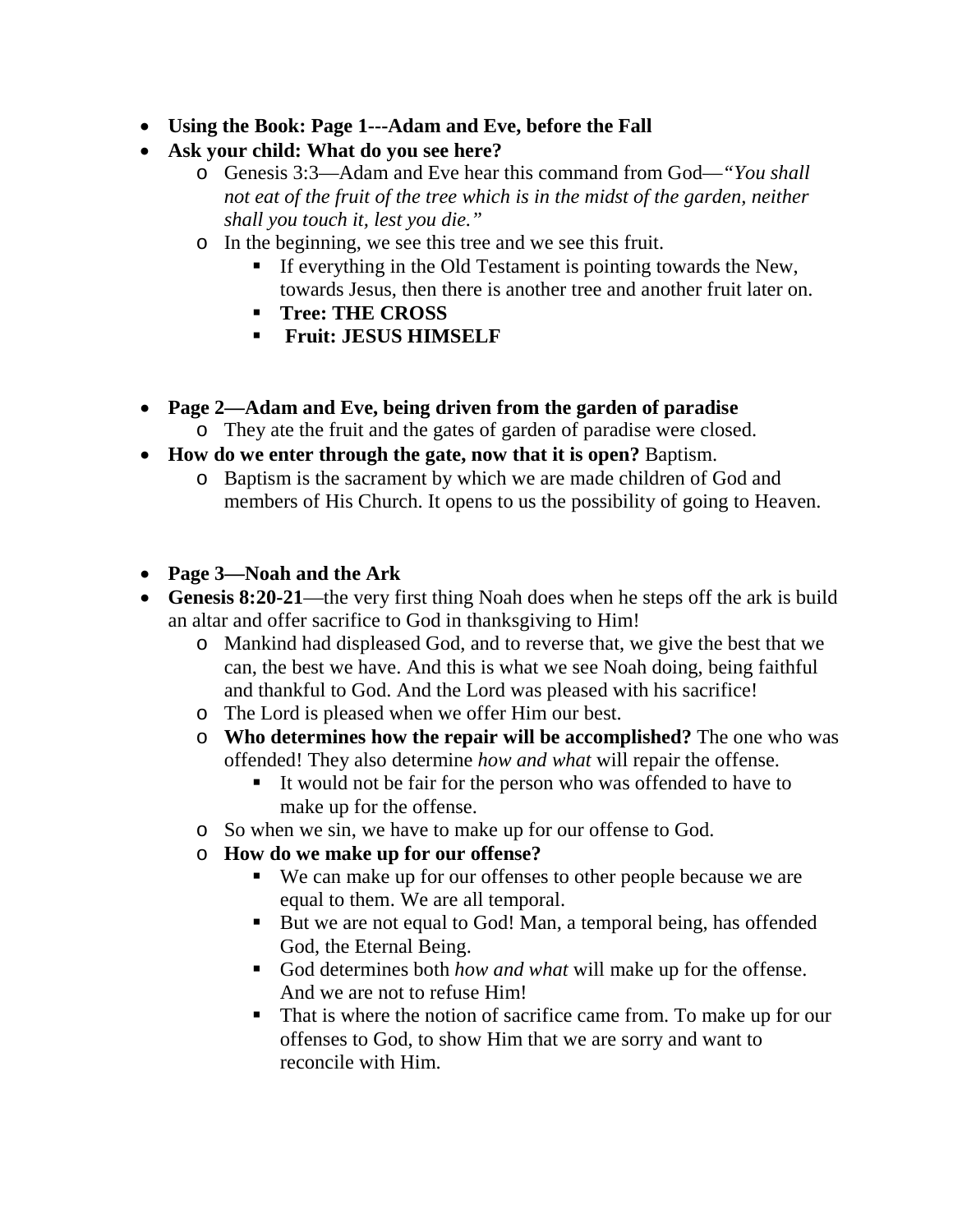- **Using the Book: Page 1---Adam and Eve, before the Fall**
- **Ask your child: What do you see here?**
    - Genesis 3:3—Adam and Eve hear this command from God—*"You shall not eat of the fruit of the tree which is in the midst of the garden, neither shall you touch it, lest you die."*
    - In the beginning, we see this tree and we see this fruit.
        - If everything in the Old Testament is pointing towards the New, towards Jesus, then there is another tree and another fruit later on.
        - **Tree: THE CROSS**
        - **Fruit: JESUS HIMSELF**

- **Page 2—Adam and Eve, being driven from the garden of paradise**
    - They ate the fruit and the gates of garden of paradise were closed.
- **How do we enter through the gate, now that it is open?** Baptism.
    - Baptism is the sacrament by which we are made children of God and members of His Church. It opens to us the possibility of going to Heaven.

- **Page 3—Noah and the Ark**
- **Genesis 8:20-21**—the very first thing Noah does when he steps off the ark is build an altar and offer sacrifice to God in thanksgiving to Him!
    - Mankind had displeased God, and to reverse that, we give the best that we can, the best we have. And this is what we see Noah doing, being faithful and thankful to God. And the Lord was pleased with his sacrifice!
    - The Lord is pleased when we offer Him our best.
    - **Who determines how the repair will be accomplished?** The one who was offended! They also determine *how and what* will repair the offense.
        - It would not be fair for the person who was offended to have to make up for the offense.
    - So when we sin, we have to make up for our offense to God.
    - **How do we make up for our offense?**
        - We can make up for our offenses to other people because we are equal to them. We are all temporal.
        - But we are not equal to God! Man, a temporal being, has offended God, the Eternal Being.
        - God determines both *how and what* will make up for the offense. And we are not to refuse Him!
        - That is where the notion of sacrifice came from. To make up for our offenses to God, to show Him that we are sorry and want to reconcile with Him.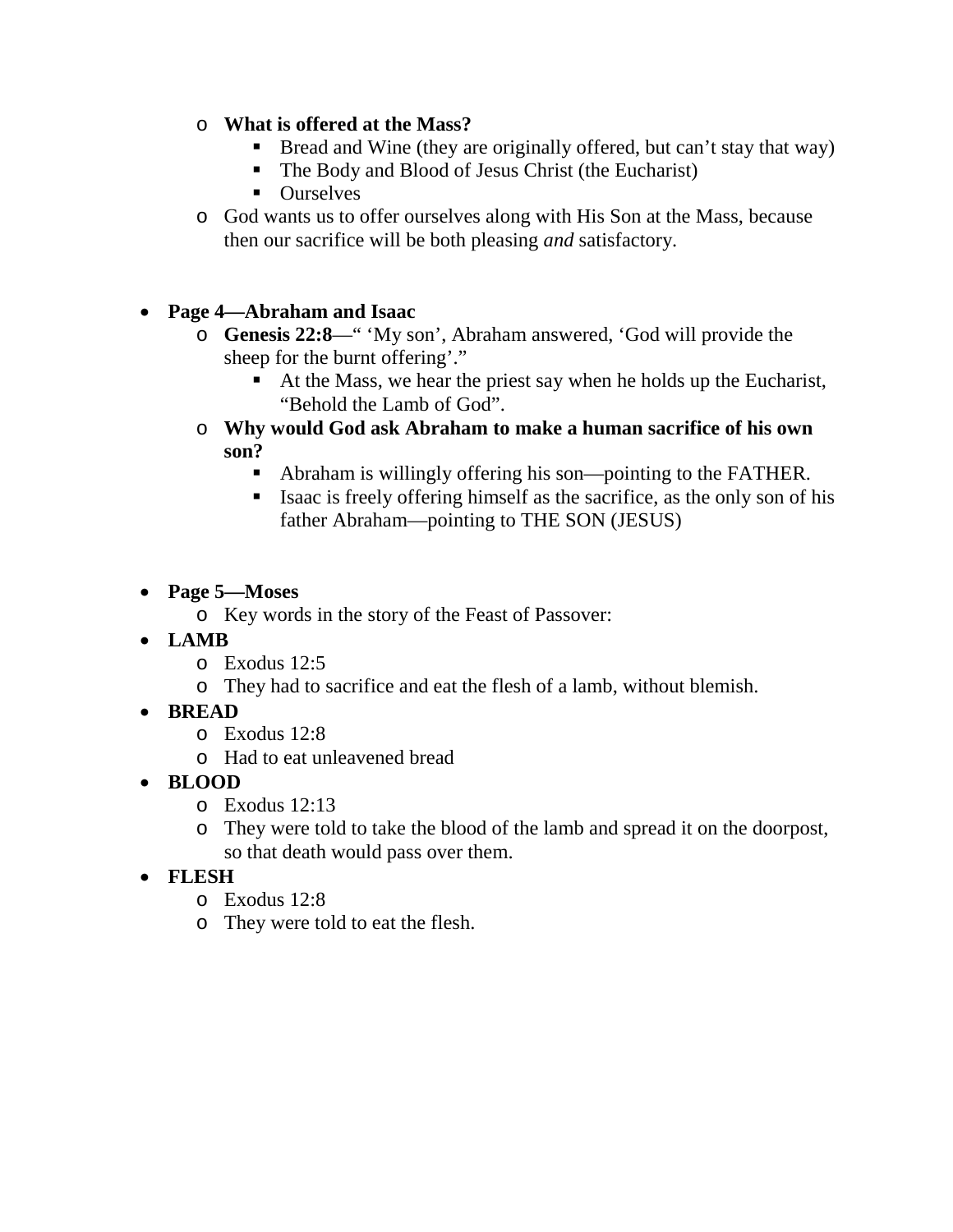- **What is offered at the Mass?**
    - Bread and Wine (they are originally offered, but can't stay that way)
    - The Body and Blood of Jesus Christ (the Eucharist)
    - Ourselves
  - God wants us to offer ourselves along with His Son at the Mass, because then our sacrifice will be both pleasing *and* satisfactory.

- **Page 4—Abraham and Isaac**
  - **Genesis 22:8**—" 'My son', Abraham answered, 'God will provide the sheep for the burnt offering'."
    - At the Mass, we hear the priest say when he holds up the Eucharist, "Behold the Lamb of God".
  - **Why would God ask Abraham to make a human sacrifice of his own son?**
    - Abraham is willingly offering his son—pointing to the FATHER.
    - Isaac is freely offering himself as the sacrifice, as the only son of his father Abraham—pointing to THE SON (JESUS)

- **Page 5—Moses**
  - Key words in the story of the Feast of Passover:
- **LAMB**
  - Exodus 12:5
  - They had to sacrifice and eat the flesh of a lamb, without blemish.
- **BREAD**
  - Exodus 12:8
  - Had to eat unleavened bread
- **BLOOD**
  - Exodus 12:13
  - They were told to take the blood of the lamb and spread it on the doorpost, so that death would pass over them.
- **FLESH**
  - Exodus 12:8
  - They were told to eat the flesh.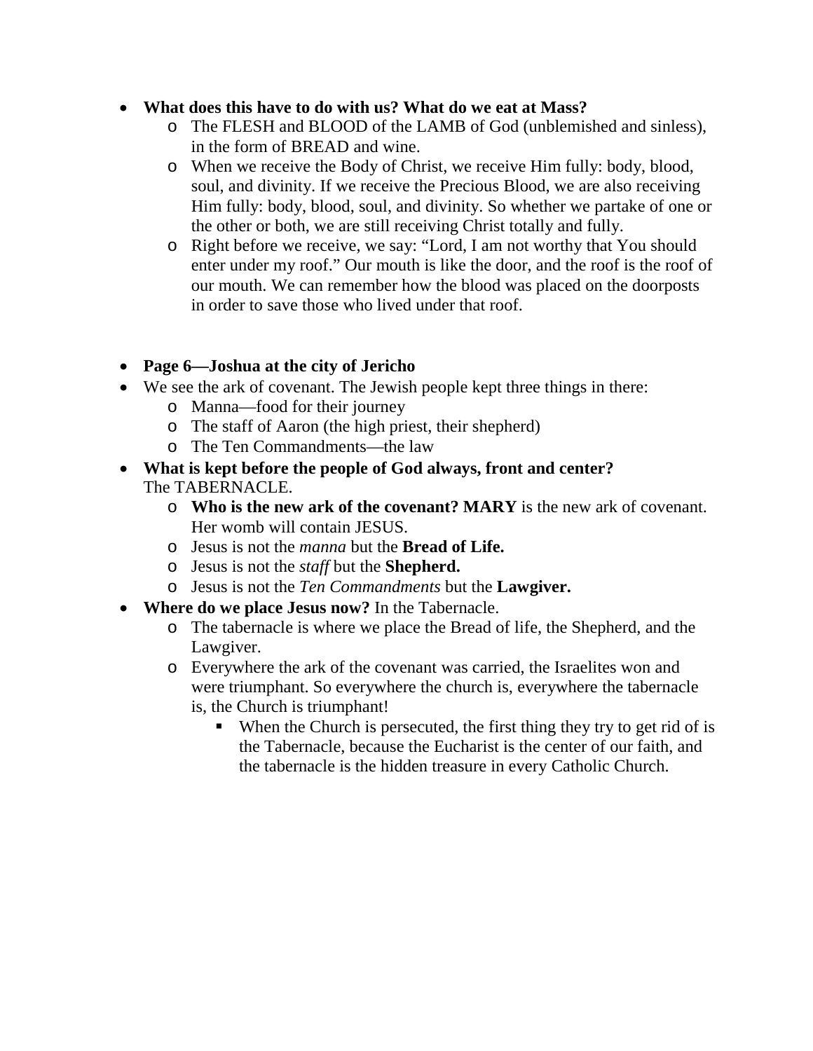- **What does this have to do with us? What do we eat at Mass?**
    - The FLESH and BLOOD of the LAMB of God (unblemished and sinless), in the form of BREAD and wine.
    - When we receive the Body of Christ, we receive Him fully: body, blood, soul, and divinity. If we receive the Precious Blood, we are also receiving Him fully: body, blood, soul, and divinity. So whether we partake of one or the other or both, we are still receiving Christ totally and fully.
    - Right before we receive, we say: "Lord, I am not worthy that You should enter under my roof." Our mouth is like the door, and the roof is the roof of our mouth. We can remember how the blood was placed on the doorposts in order to save those who lived under that roof.

- **Page 6—Joshua at the city of Jericho**
- We see the ark of covenant. The Jewish people kept three things in there:
    - Manna—food for their journey
    - The staff of Aaron (the high priest, their shepherd)
    - The Ten Commandments—the law
- **What is kept before the people of God always, front and center?** The TABERNACLE.
    - **Who is the new ark of the covenant? MARY** is the new ark of covenant. Her womb will contain JESUS.
    - Jesus is not the *manna* but the **Bread of Life.**
    - Jesus is not the *staff* but the **Shepherd.**
    - Jesus is not the *Ten Commandments* but the **Lawgiver.**
- **Where do we place Jesus now?** In the Tabernacle.
    - The tabernacle is where we place the Bread of life, the Shepherd, and the Lawgiver.
    - Everywhere the ark of the covenant was carried, the Israelites won and were triumphant. So everywhere the church is, everywhere the tabernacle is, the Church is triumphant!
        - When the Church is persecuted, the first thing they try to get rid of is the Tabernacle, because the Eucharist is the center of our faith, and the tabernacle is the hidden treasure in every Catholic Church.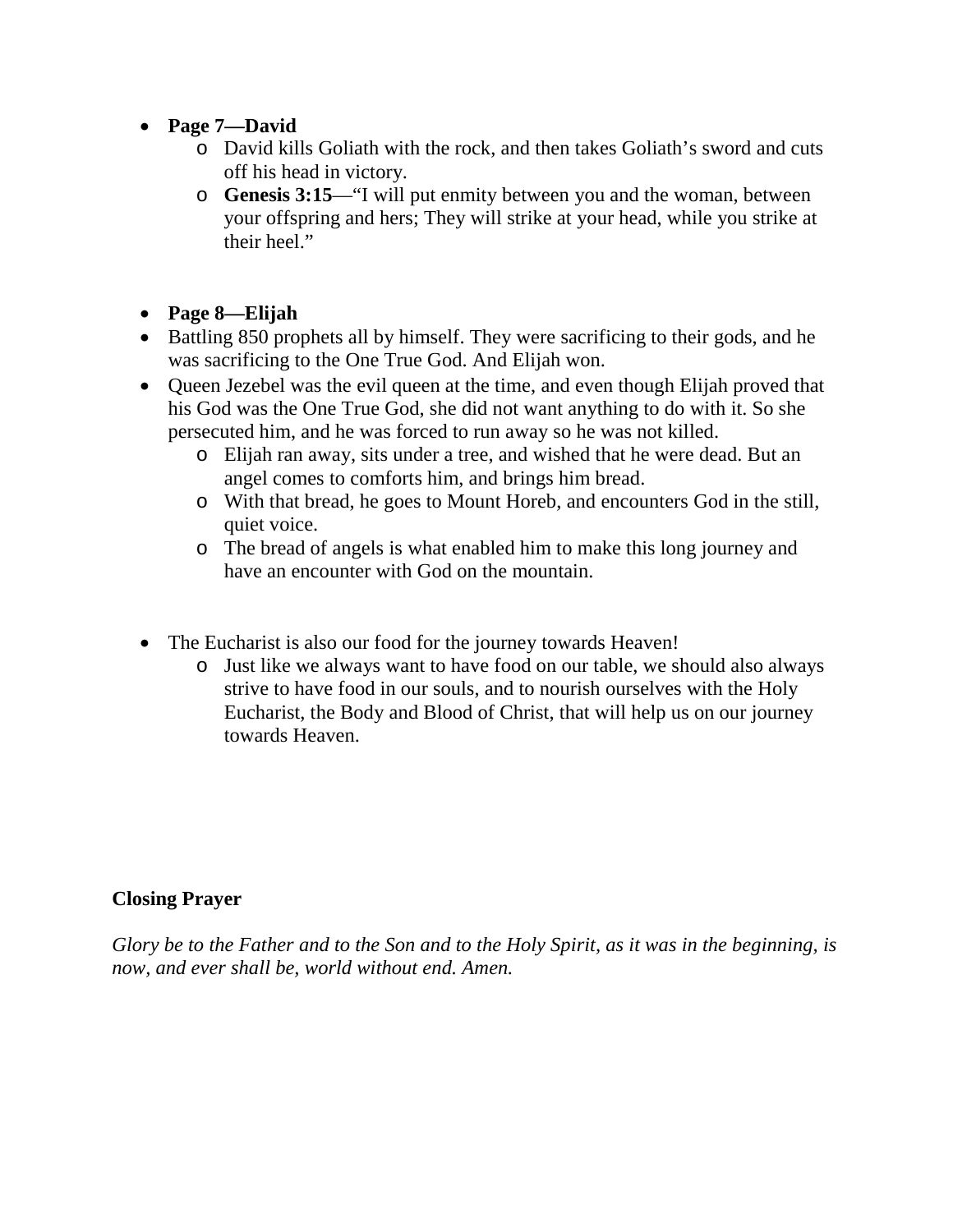- **Page 7—David**
  - David kills Goliath with the rock, and then takes Goliath's sword and cuts off his head in victory.
  - **Genesis 3:15**—"I will put enmity between you and the woman, between your offspring and hers; They will strike at your head, while you strike at their heel."

- **Page 8—Elijah**
- Battling 850 prophets all by himself. They were sacrificing to their gods, and he was sacrificing to the One True God. And Elijah won.
- Queen Jezebel was the evil queen at the time, and even though Elijah proved that his God was the One True God, she did not want anything to do with it. So she persecuted him, and he was forced to run away so he was not killed.
  - Elijah ran away, sits under a tree, and wished that he were dead. But an angel comes to comforts him, and brings him bread.
  - With that bread, he goes to Mount Horeb, and encounters God in the still, quiet voice.
  - The bread of angels is what enabled him to make this long journey and have an encounter with God on the mountain.

- The Eucharist is also our food for the journey towards Heaven!
  - Just like we always want to have food on our table, we should also always strive to have food in our souls, and to nourish ourselves with the Holy Eucharist, the Body and Blood of Christ, that will help us on our journey towards Heaven.

**Closing Prayer**

*Glory be to the Father and to the Son and to the Holy Spirit, as it was in the beginning, is now, and ever shall be, world without end. Amen.*